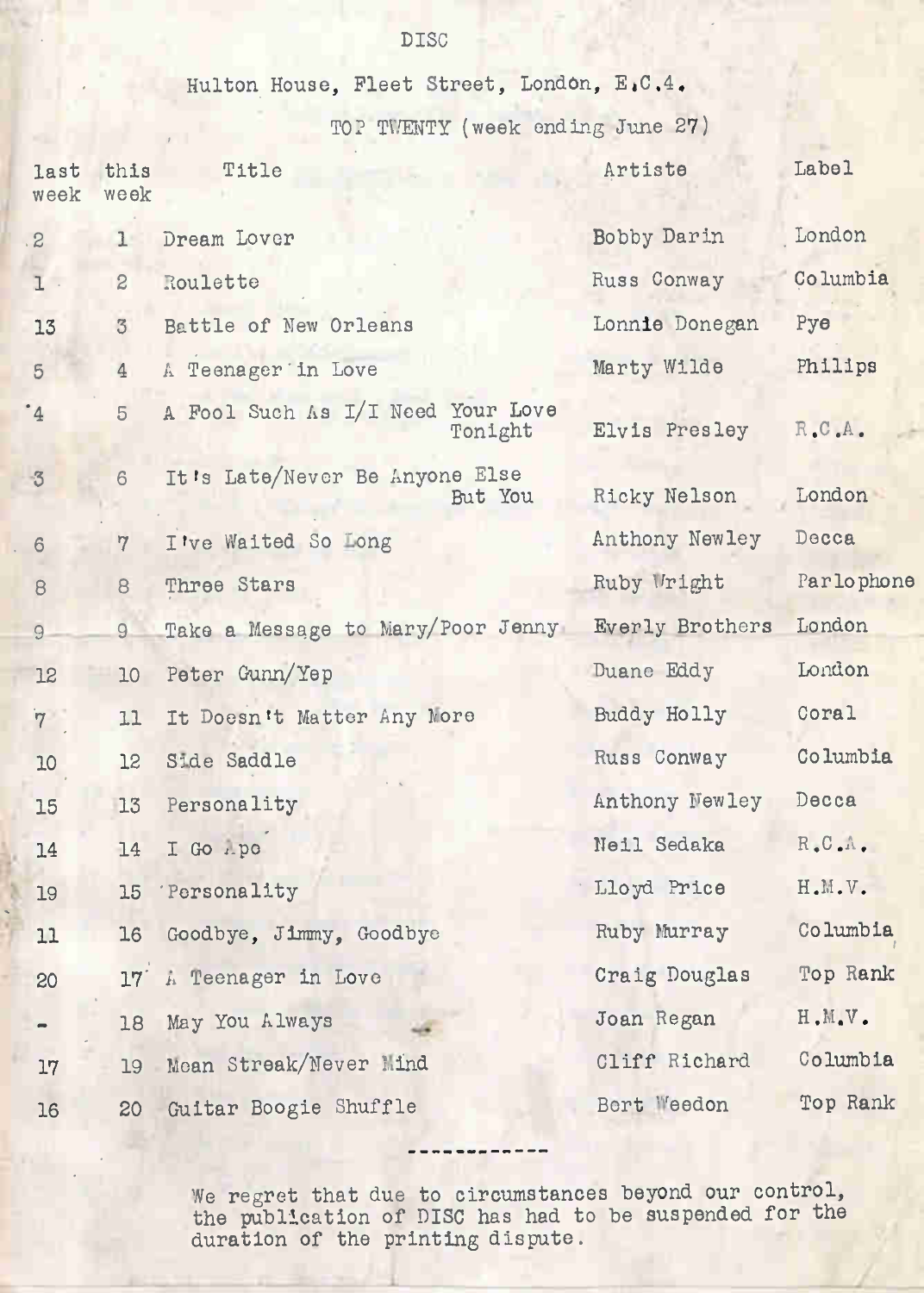DISC

Hulton House, Fleet Street, London, E.C.4.

TOP TWENTY (week ending June 27)

| last week | this week | Title | Artiste | Label |
|---|---|---|---|---|
| 2 | 1 | Dream Lover | Bobby Darin | London |
| 1 | 2 | Roulette | Russ Conway | Columbia |
| 13 | 3 | Battle of New Orleans | Lonnie Donegan | Pye |
| 5 | 4 | A Teenager in Love | Marty Wilde | Philips |
| 4 | 5 | A Fool Such As I/I Need Your Love Tonight | Elvis Presley | R.C.A. |
| 3 | 6 | It's Late/Never Be Anyone Else But You | Ricky Nelson | London |
| 6 | 7 | I've Waited So Long | Anthony Newley | Decca |
| 8 | 8 | Three Stars | Ruby Wright | Parlophone |
| 9 | 9 | Take a Message to Mary/Poor Jenny | Everly Brothers | London |
| 12 | 10 | Peter Gunn/Yep | Duane Eddy | London |
| 7 | 11 | It Doesn't Matter Any More | Buddy Holly | Coral |
| 10 | 12 | Side Saddle | Russ Conway | Columbia |
| 15 | 13 | Personality | Anthony Newley | Decca |
| 14 | 14 | I Go Ape | Neil Sedaka | R.C.A. |
| 19 | 15 | Personality | Lloyd Price | H.M.V. |
| 11 | 16 | Goodbye, Jimmy, Goodbye | Ruby Murray | Columbia |
| 20 | 17 | A Teenager in Love | Craig Douglas | Top Rank |
| - | 18 | May You Always | Joan Regan | H.M.V. |
| 17 | 19 | Mean Streak/Never Mind | Cliff Richard | Columbia |
| 16 | 20 | Guitar Boogie Shuffle | Bert Weedon | Top Rank |

------------

We regret that due to circumstances beyond our control, the publication of DISC has had to be suspended for the duration of the printing dispute.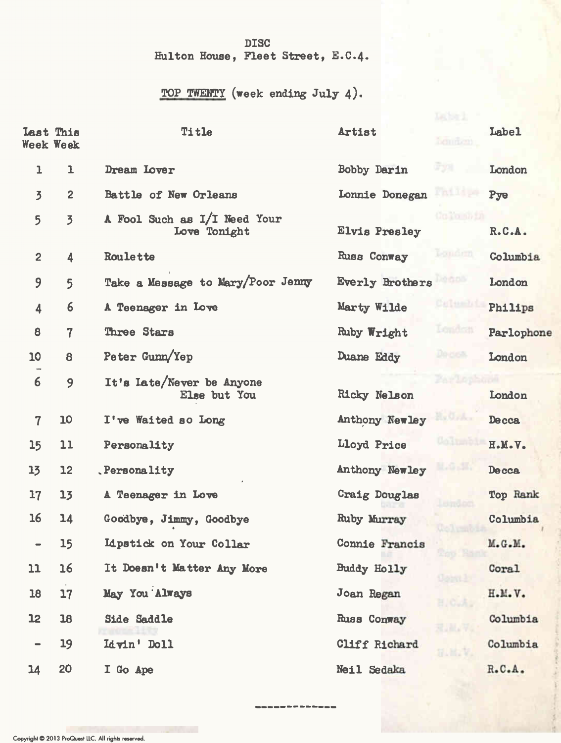DISC
Hulton House, Fleet Street, E.C.4.

TOP TWENTY (week ending July 4).

| Last Week | This Week | Title | Artist | Label |
|---|---|---|---|---|
| 1 | 1 | Dream Lover | Bobby Darin | London |
| 3 | 2 | Battle of New Orleans | Lonnie Donegan | Pye |
| 5 | 3 | A Fool Such as I/I Need Your Love Tonight | Elvis Presley | R.C.A. |
| 2 | 4 | Roulette | Russ Conway | Columbia |
| 9 | 5 | Take a Message to Mary/Poor Jenny | Everly Brothers | London |
| 4 | 6 | A Teenager in Love | Marty Wilde | Philips |
| 8 | 7 | Three Stars | Ruby Wright | Parlophone |
| 10 | 8 | Peter Gunn/Yep | Duane Eddy | London |
| 6 | 9 | It's Late/Never be Anyone Else but You | Ricky Nelson | London |
| 7 | 10 | I've Waited so Long | Anthony Newley | Decca |
| 15 | 11 | Personality | Lloyd Price | H.M.V. |
| 13 | 12 | Personality | Anthony Newley | Decca |
| 17 | 13 | A Teenager in Love | Craig Douglas | Top Rank |
| 16 | 14 | Goodbye, Jimmy, Goodbye | Ruby Murray | Columbia |
| - | 15 | Lipstick on Your Collar | Connie Francis | M.G.M. |
| 11 | 16 | It Doesn't Matter Any More | Buddy Holly | Coral |
| 18 | 17 | May You Always | Joan Regan | H.M.V. |
| 12 | 18 | Side Saddle | Russ Conway | Columbia |
| - | 19 | Livin' Doll | Cliff Richard | Columbia |
| 14 | 20 | I Go Ape | Neil Sedaka | R.C.A. |

------------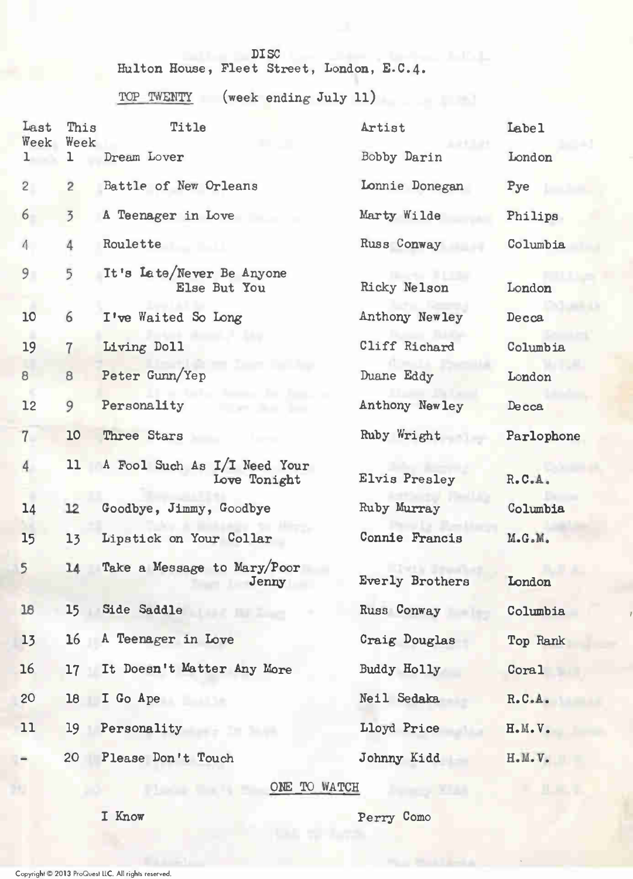DISC

Hulton House, Fleet Street, London, E.C.4.

TOP TWENTY (week ending July 11)

| Last Week | This Week | Title | Artist | Label |
|---|---|---|---|---|
| 1 | 1 | Dream Lover | Bobby Darin | London |
| 2 | 2 | Battle of New Orleans | Lonnie Donegan | Pye |
| 6 | 3 | A Teenager in Love | Marty Wilde | Philips |
| 4 | 4 | Roulette | Russ Conway | Columbia |
| 9 | 5 | It's Late/Never Be Anyone Else But You | Ricky Nelson | London |
| 10 | 6 | I've Waited So Long | Anthony Newley | Decca |
| 19 | 7 | Living Doll | Cliff Richard | Columbia |
| 8 | 8 | Peter Gunn/Yep | Duane Eddy | London |
| 12 | 9 | Personality | Anthony Newley | Decca |
| 7 | 10 | Three Stars | Ruby Wright | Parlophone |
| 4 | 11 | A Fool Such As I/I Need Your Love Tonight | Elvis Presley | R.C.A. |
| 14 | 12 | Goodbye, Jimmy, Goodbye | Ruby Murray | Columbia |
| 15 | 13 | Lipstick on Your Collar | Connie Francis | M.G.M. |
| 5 | 14 | Take a Message to Mary/Poor Jenny | Everly Brothers | London |
| 18 | 15 | Side Saddle | Russ Conway | Columbia |
| 13 | 16 | A Teenager in Love | Craig Douglas | Top Rank |
| 16 | 17 | It Doesn't Matter Any More | Buddy Holly | Coral |
| 20 | 18 | I Go Ape | Neil Sedaka | R.C.A. |
| 11 | 19 | Personality | Lloyd Price | H.M.V. |
| - | 20 | Please Don't Touch | Johnny Kidd | H.M.V. |

ONE TO WATCH

I Know — Perry Como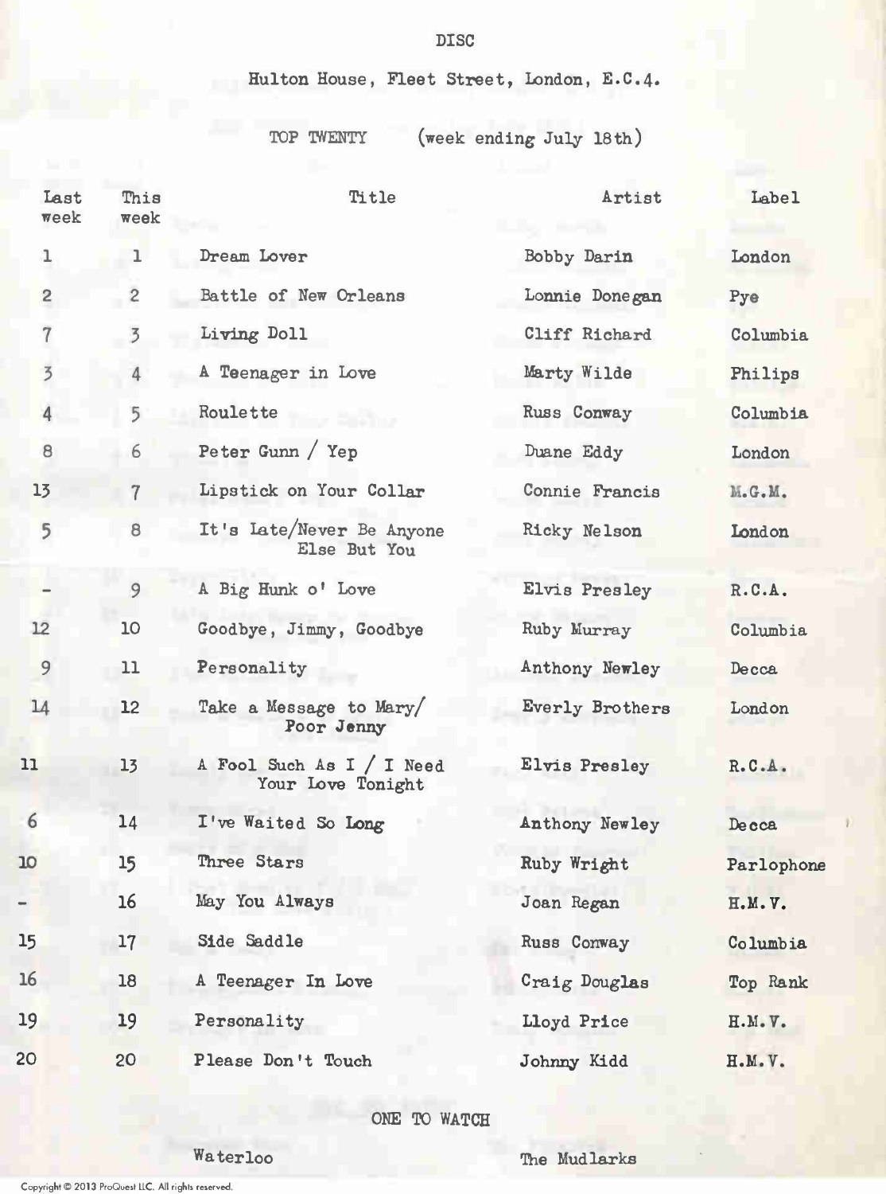# DISC

Hulton House, Fleet Street, London, E.C.4.

## TOP TWENTY (week ending July 18th)

| Last week | This week | Title | Artist | Label |
|---|---|---|---|---|
| 1 | 1 | Dream Lover | Bobby Darin | London |
| 2 | 2 | Battle of New Orleans | Lonnie Donegan | Pye |
| 7 | 3 | Living Doll | Cliff Richard | Columbia |
| 3 | 4 | A Teenager in Love | Marty Wilde | Philips |
| 4 | 5 | Roulette | Russ Conway | Columbia |
| 8 | 6 | Peter Gunn / Yep | Duane Eddy | London |
| 13 | 7 | Lipstick on Your Collar | Connie Francis | M.G.M. |
| 5 | 8 | It's Late/Never Be Anyone Else But You | Ricky Nelson | London |
| - | 9 | A Big Hunk o' Love | Elvis Presley | R.C.A. |
| 12 | 10 | Goodbye, Jimmy, Goodbye | Ruby Murray | Columbia |
| 9 | 11 | Personality | Anthony Newley | Decca |
| 14 | 12 | Take a Message to Mary/ Poor Jenny | Everly Brothers | London |
| 11 | 13 | A Fool Such As I / I Need Your Love Tonight | Elvis Presley | R.C.A. |
| 6 | 14 | I've Waited So Long | Anthony Newley | Decca |
| 10 | 15 | Three Stars | Ruby Wright | Parlophone |
| - | 16 | May You Always | Joan Regan | H.M.V. |
| 15 | 17 | Side Saddle | Russ Conway | Columbia |
| 16 | 18 | A Teenager In Love | Craig Douglas | Top Rank |
| 19 | 19 | Personality | Lloyd Price | H.M.V. |
| 20 | 20 | Please Don't Touch | Johnny Kidd | H.M.V. |

ONE TO WATCH

Waterloo — The Mudlarks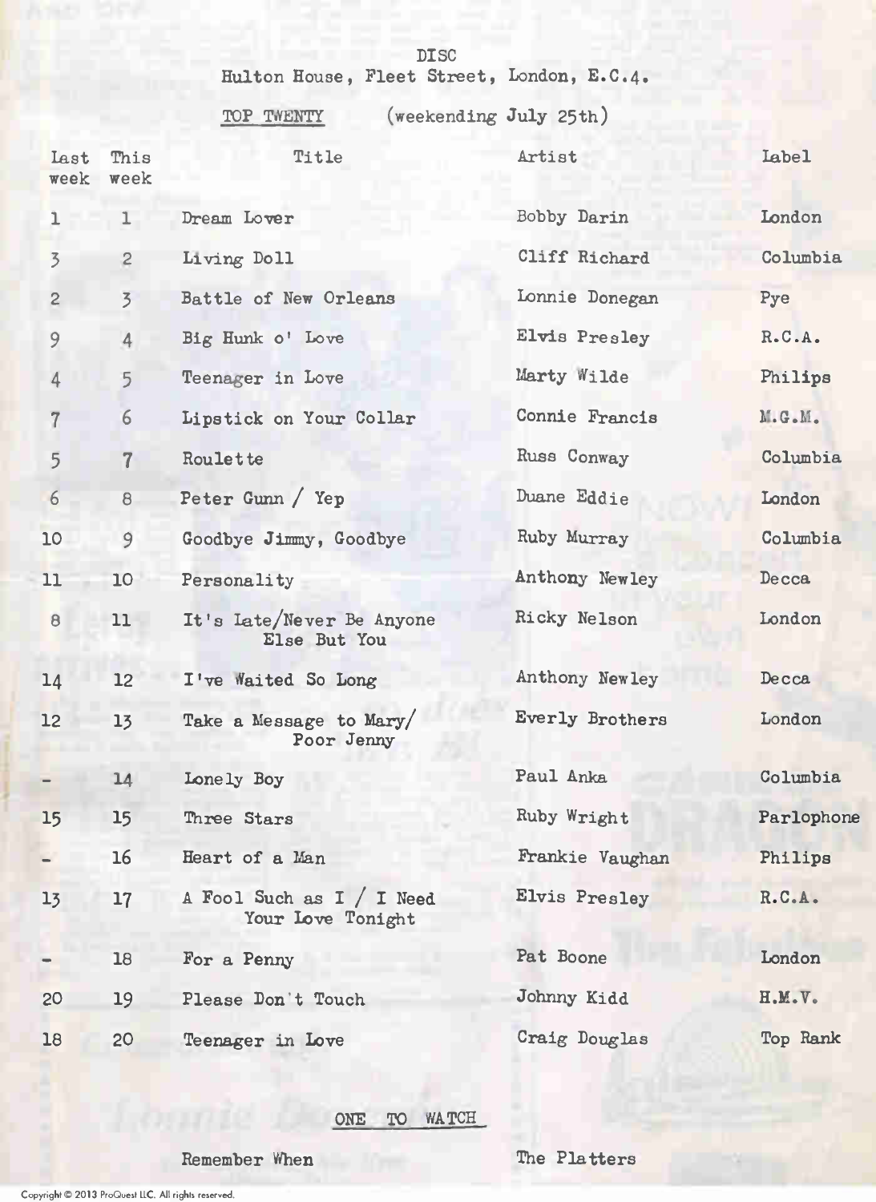DISC

Hulton House, Fleet Street, London, E.C.4.

TOP TWENTY (weekending July 25th)

| Last week | This week | Title | Artist | Label |
|---|---|---|---|---|
| 1 | 1 | Dream Lover | Bobby Darin | London |
| 3 | 2 | Living Doll | Cliff Richard | Columbia |
| 2 | 3 | Battle of New Orleans | Lonnie Donegan | Pye |
| 9 | 4 | Big Hunk o' Love | Elvis Presley | R.C.A. |
| 4 | 5 | Teenager in Love | Marty Wilde | Philips |
| 7 | 6 | Lipstick on Your Collar | Connie Francis | M.G.M. |
| 5 | 7 | Roulette | Russ Conway | Columbia |
| 6 | 8 | Peter Gunn / Yep | Duane Eddie | London |
| 10 | 9 | Goodbye Jimmy, Goodbye | Ruby Murray | Columbia |
| 11 | 10 | Personality | Anthony Newley | Decca |
| 8 | 11 | It's Late/Never Be Anyone Else But You | Ricky Nelson | London |
| 14 | 12 | I've Waited So Long | Anthony Newley | Decca |
| 12 | 13 | Take a Message to Mary/ Poor Jenny | Everly Brothers | London |
| - | 14 | Lonely Boy | Paul Anka | Columbia |
| 15 | 15 | Three Stars | Ruby Wright | Parlophone |
| - | 16 | Heart of a Man | Frankie Vaughan | Philips |
| 13 | 17 | A Fool Such as I / I Need Your Love Tonight | Elvis Presley | R.C.A. |
| - | 18 | For a Penny | Pat Boone | London |
| 20 | 19 | Please Don't Touch | Johnny Kidd | H.M.V. |
| 18 | 20 | Teenager in Love | Craig Douglas | Top Rank |

ONE TO WATCH

Remember When — The Platters